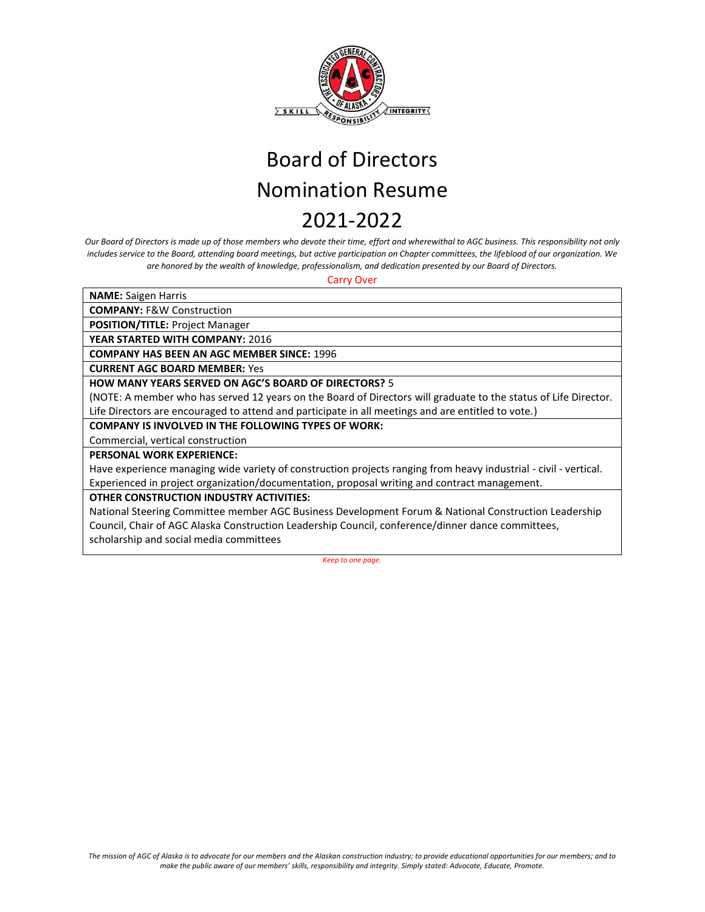# Board of Directors
# Nomination Resume
# 2021-2022

*Our Board of Directors is made up of those members who devote their time, effort and wherewithal to AGC business. This responsibility not only includes service to the Board, attending board meetings, but active participation on Chapter committees, the lifeblood of our organization. We are honored by the wealth of knowledge, professionalism, and dedication presented by our Board of Directors.*

Carry Over

**NAME:** Saigen Harris

**COMPANY:** F&W Construction

**POSITION/TITLE:** Project Manager

**YEAR STARTED WITH COMPANY:** 2016

**COMPANY HAS BEEN AN AGC MEMBER SINCE:** 1996

**CURRENT AGC BOARD MEMBER:** Yes

**HOW MANY YEARS SERVED ON AGC'S BOARD OF DIRECTORS?** 5

(NOTE: A member who has served 12 years on the Board of Directors will graduate to the status of Life Director. Life Directors are encouraged to attend and participate in all meetings and are entitled to vote.)

**COMPANY IS INVOLVED IN THE FOLLOWING TYPES OF WORK:**

Commercial, vertical construction

**PERSONAL WORK EXPERIENCE:**

Have experience managing wide variety of construction projects ranging from heavy industrial - civil - vertical. Experienced in project organization/documentation, proposal writing and contract management.

**OTHER CONSTRUCTION INDUSTRY ACTIVITIES:**

National Steering Committee member AGC Business Development Forum & National Construction Leadership Council, Chair of AGC Alaska Construction Leadership Council, conference/dinner dance committees, scholarship and social media committees

*Keep to one page.*

*The mission of AGC of Alaska is to advocate for our members and the Alaskan construction industry; to provide educational opportunities for our members; and to make the public aware of our members' skills, responsibility and integrity. Simply stated: Advocate, Educate, Promote.*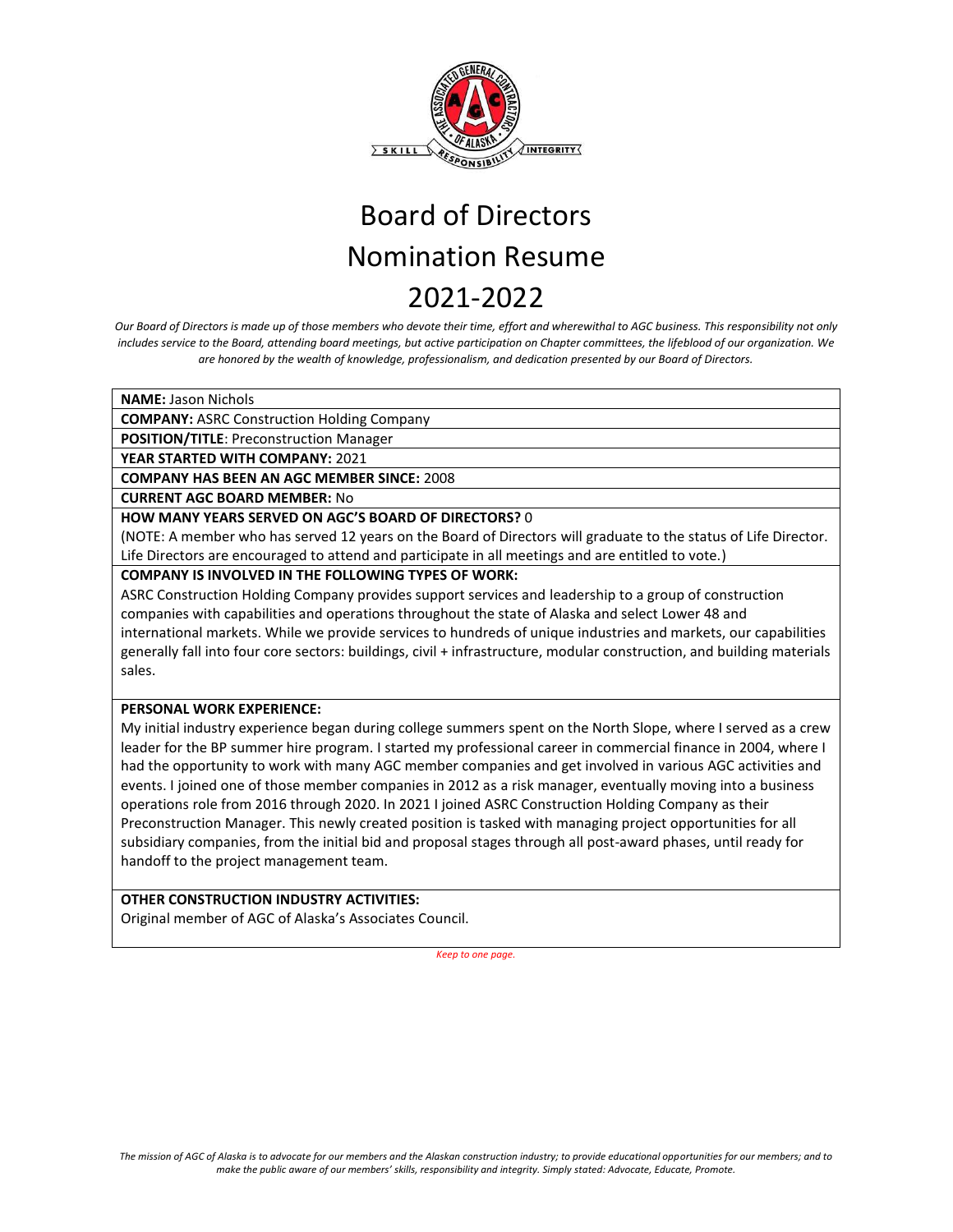# Board of Directors
# Nomination Resume
# 2021-2022

*Our Board of Directors is made up of those members who devote their time, effort and wherewithal to AGC business. This responsibility not only includes service to the Board, attending board meetings, but active participation on Chapter committees, the lifeblood of our organization. We are honored by the wealth of knowledge, professionalism, and dedication presented by our Board of Directors.*

**NAME:** Jason Nichols

**COMPANY:** ASRC Construction Holding Company

**POSITION/TITLE**: Preconstruction Manager

**YEAR STARTED WITH COMPANY:** 2021

**COMPANY HAS BEEN AN AGC MEMBER SINCE:** 2008

**CURRENT AGC BOARD MEMBER:** No

**HOW MANY YEARS SERVED ON AGC'S BOARD OF DIRECTORS?** 0

(NOTE: A member who has served 12 years on the Board of Directors will graduate to the status of Life Director. Life Directors are encouraged to attend and participate in all meetings and are entitled to vote.)

**COMPANY IS INVOLVED IN THE FOLLOWING TYPES OF WORK:**

ASRC Construction Holding Company provides support services and leadership to a group of construction companies with capabilities and operations throughout the state of Alaska and select Lower 48 and international markets. While we provide services to hundreds of unique industries and markets, our capabilities generally fall into four core sectors: buildings, civil + infrastructure, modular construction, and building materials sales.

**PERSONAL WORK EXPERIENCE:**

My initial industry experience began during college summers spent on the North Slope, where I served as a crew leader for the BP summer hire program. I started my professional career in commercial finance in 2004, where I had the opportunity to work with many AGC member companies and get involved in various AGC activities and events. I joined one of those member companies in 2012 as a risk manager, eventually moving into a business operations role from 2016 through 2020. In 2021 I joined ASRC Construction Holding Company as their Preconstruction Manager. This newly created position is tasked with managing project opportunities for all subsidiary companies, from the initial bid and proposal stages through all post-award phases, until ready for handoff to the project management team.

**OTHER CONSTRUCTION INDUSTRY ACTIVITIES:**

Original member of AGC of Alaska's Associates Council.

*Keep to one page.*

*The mission of AGC of Alaska is to advocate for our members and the Alaskan construction industry; to provide educational opportunities for our members; and to make the public aware of our members' skills, responsibility and integrity. Simply stated: Advocate, Educate, Promote.*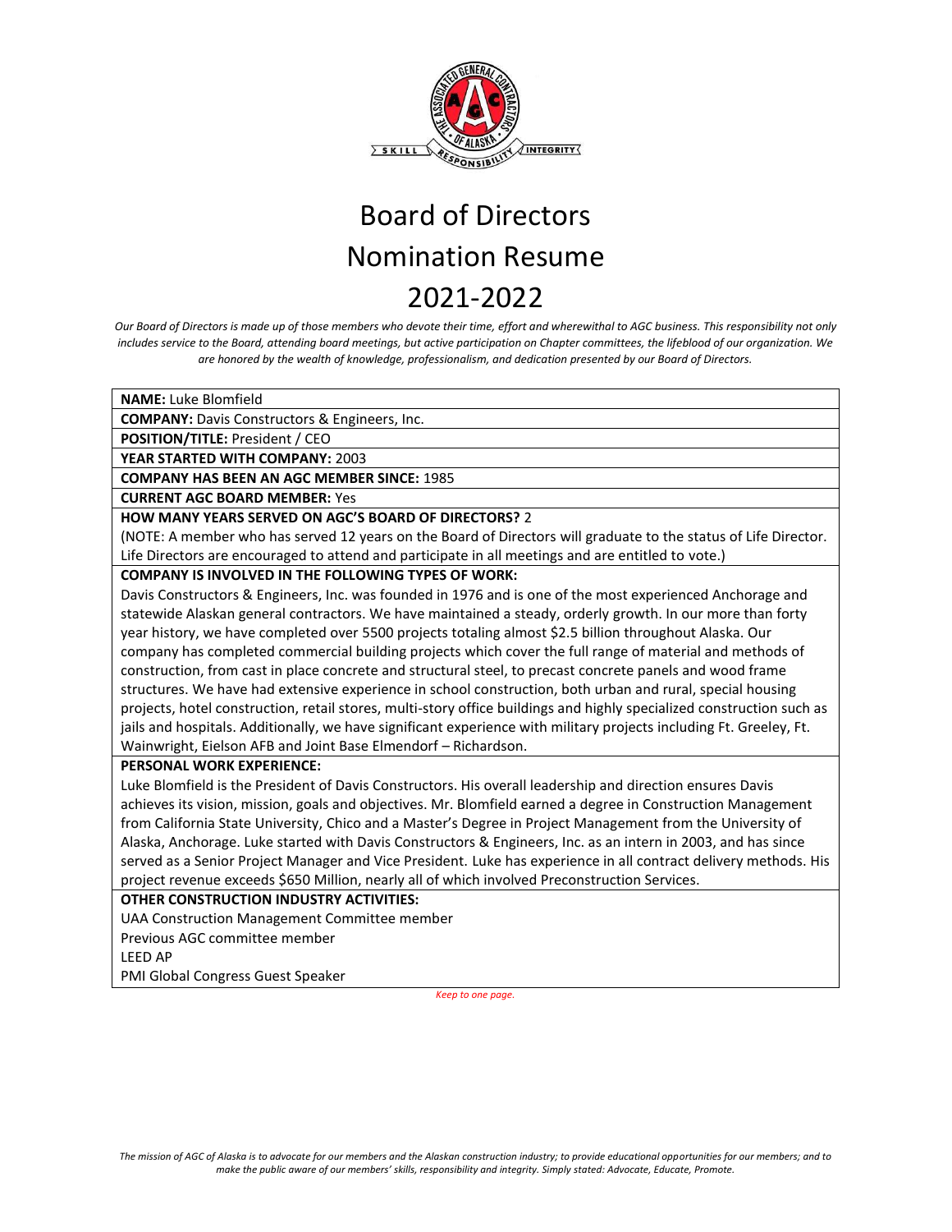# Board of Directors Nomination Resume 2021-2022

*Our Board of Directors is made up of those members who devote their time, effort and wherewithal to AGC business. This responsibility not only includes service to the Board, attending board meetings, but active participation on Chapter committees, the lifeblood of our organization. We are honored by the wealth of knowledge, professionalism, and dedication presented by our Board of Directors.*

**NAME:** Luke Blomfield

**COMPANY:** Davis Constructors & Engineers, Inc.

**POSITION/TITLE:** President / CEO

**YEAR STARTED WITH COMPANY:** 2003

**COMPANY HAS BEEN AN AGC MEMBER SINCE:** 1985

**CURRENT AGC BOARD MEMBER:** Yes

**HOW MANY YEARS SERVED ON AGC'S BOARD OF DIRECTORS?** 2

(NOTE: A member who has served 12 years on the Board of Directors will graduate to the status of Life Director. Life Directors are encouraged to attend and participate in all meetings and are entitled to vote.)

**COMPANY IS INVOLVED IN THE FOLLOWING TYPES OF WORK:**

Davis Constructors & Engineers, Inc. was founded in 1976 and is one of the most experienced Anchorage and statewide Alaskan general contractors. We have maintained a steady, orderly growth. In our more than forty year history, we have completed over 5500 projects totaling almost $2.5 billion throughout Alaska. Our company has completed commercial building projects which cover the full range of material and methods of construction, from cast in place concrete and structural steel, to precast concrete panels and wood frame structures. We have had extensive experience in school construction, both urban and rural, special housing projects, hotel construction, retail stores, multi-story office buildings and highly specialized construction such as jails and hospitals. Additionally, we have significant experience with military projects including Ft. Greeley, Ft. Wainwright, Eielson AFB and Joint Base Elmendorf – Richardson.

**PERSONAL WORK EXPERIENCE:**

Luke Blomfield is the President of Davis Constructors. His overall leadership and direction ensures Davis achieves its vision, mission, goals and objectives. Mr. Blomfield earned a degree in Construction Management from California State University, Chico and a Master's Degree in Project Management from the University of Alaska, Anchorage. Luke started with Davis Constructors & Engineers, Inc. as an intern in 2003, and has since served as a Senior Project Manager and Vice President. Luke has experience in all contract delivery methods. His project revenue exceeds $650 Million, nearly all of which involved Preconstruction Services.

**OTHER CONSTRUCTION INDUSTRY ACTIVITIES:**

UAA Construction Management Committee member
Previous AGC committee member
LEED AP
PMI Global Congress Guest Speaker

*Keep to one page.*

*The mission of AGC of Alaska is to advocate for our members and the Alaskan construction industry; to provide educational opportunities for our members; and to make the public aware of our members' skills, responsibility and integrity. Simply stated: Advocate, Educate, Promote.*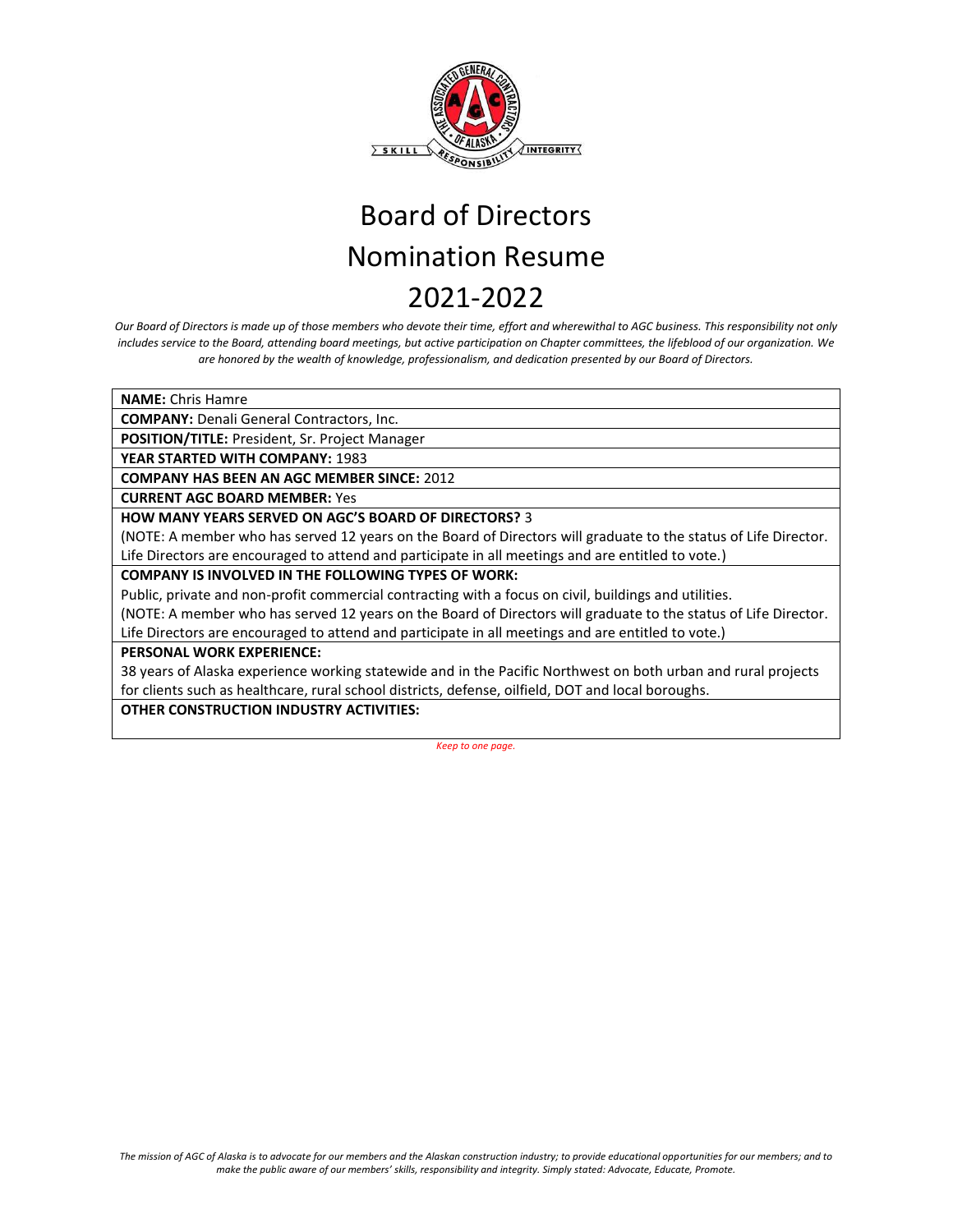# Board of Directors
# Nomination Resume
# 2021-2022

*Our Board of Directors is made up of those members who devote their time, effort and wherewithal to AGC business. This responsibility not only includes service to the Board, attending board meetings, but active participation on Chapter committees, the lifeblood of our organization. We are honored by the wealth of knowledge, professionalism, and dedication presented by our Board of Directors.*

**NAME:** Chris Hamre

**COMPANY:** Denali General Contractors, Inc.

**POSITION/TITLE:** President, Sr. Project Manager

**YEAR STARTED WITH COMPANY:** 1983

**COMPANY HAS BEEN AN AGC MEMBER SINCE:** 2012

**CURRENT AGC BOARD MEMBER:** Yes

**HOW MANY YEARS SERVED ON AGC'S BOARD OF DIRECTORS?** 3

(NOTE: A member who has served 12 years on the Board of Directors will graduate to the status of Life Director. Life Directors are encouraged to attend and participate in all meetings and are entitled to vote.)

**COMPANY IS INVOLVED IN THE FOLLOWING TYPES OF WORK:**

Public, private and non-profit commercial contracting with a focus on civil, buildings and utilities.

(NOTE: A member who has served 12 years on the Board of Directors will graduate to the status of Life Director. Life Directors are encouraged to attend and participate in all meetings and are entitled to vote.)

**PERSONAL WORK EXPERIENCE:**

38 years of Alaska experience working statewide and in the Pacific Northwest on both urban and rural projects for clients such as healthcare, rural school districts, defense, oilfield, DOT and local boroughs.

**OTHER CONSTRUCTION INDUSTRY ACTIVITIES:**

*Keep to one page.*

*The mission of AGC of Alaska is to advocate for our members and the Alaskan construction industry; to provide educational opportunities for our members; and to make the public aware of our members' skills, responsibility and integrity. Simply stated: Advocate, Educate, Promote.*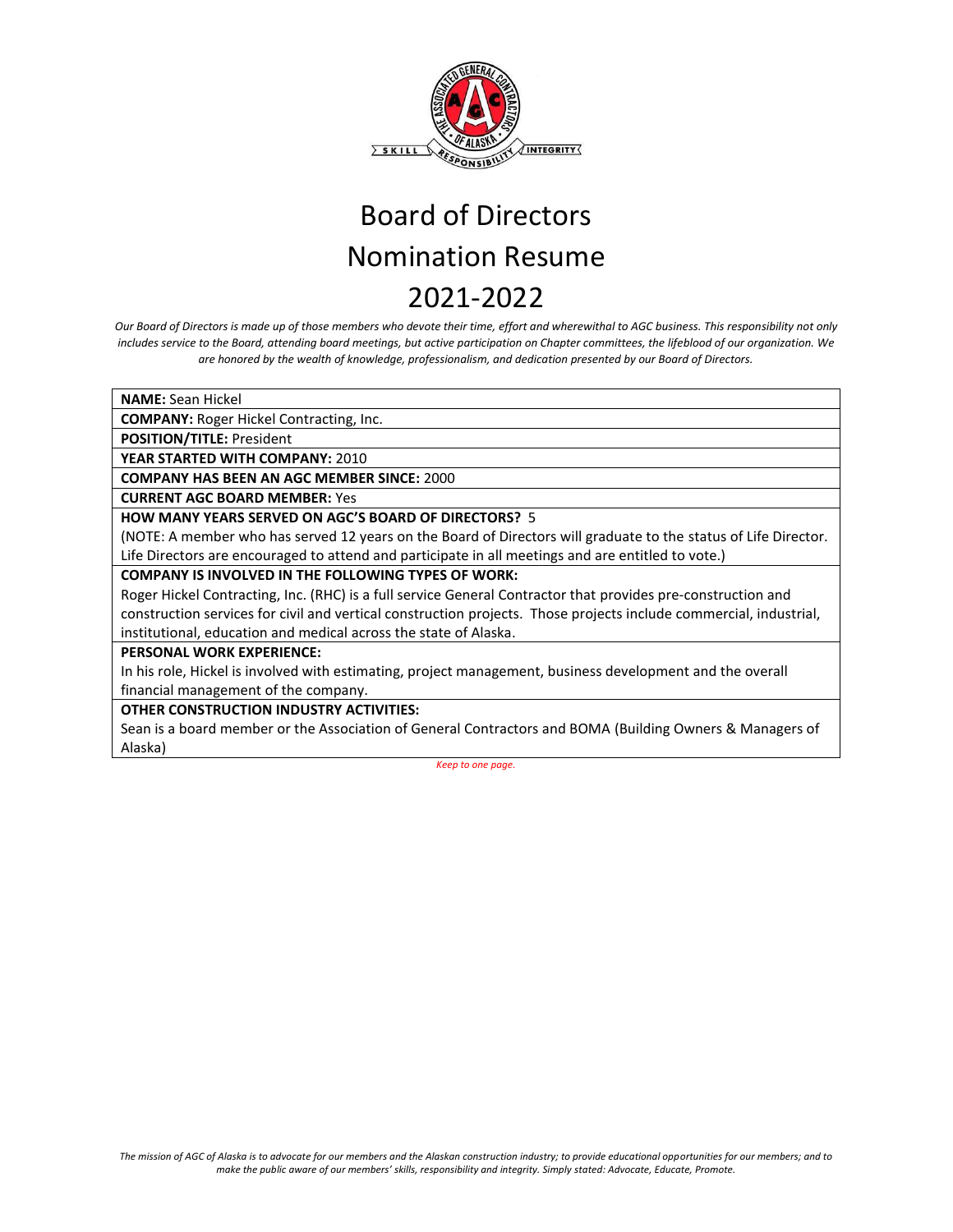# Board of Directors
# Nomination Resume
# 2021-2022

*Our Board of Directors is made up of those members who devote their time, effort and wherewithal to AGC business. This responsibility not only includes service to the Board, attending board meetings, but active participation on Chapter committees, the lifeblood of our organization. We are honored by the wealth of knowledge, professionalism, and dedication presented by our Board of Directors.*

**NAME:** Sean Hickel

**COMPANY:** Roger Hickel Contracting, Inc.

**POSITION/TITLE:** President

**YEAR STARTED WITH COMPANY:** 2010

**COMPANY HAS BEEN AN AGC MEMBER SINCE:** 2000

**CURRENT AGC BOARD MEMBER:** Yes

**HOW MANY YEARS SERVED ON AGC'S BOARD OF DIRECTORS?** 5

(NOTE: A member who has served 12 years on the Board of Directors will graduate to the status of Life Director. Life Directors are encouraged to attend and participate in all meetings and are entitled to vote.)

**COMPANY IS INVOLVED IN THE FOLLOWING TYPES OF WORK:**

Roger Hickel Contracting, Inc. (RHC) is a full service General Contractor that provides pre-construction and construction services for civil and vertical construction projects. Those projects include commercial, industrial, institutional, education and medical across the state of Alaska.

**PERSONAL WORK EXPERIENCE:**

In his role, Hickel is involved with estimating, project management, business development and the overall financial management of the company.

**OTHER CONSTRUCTION INDUSTRY ACTIVITIES:**

Sean is a board member or the Association of General Contractors and BOMA (Building Owners & Managers of Alaska)

*Keep to one page.*

*The mission of AGC of Alaska is to advocate for our members and the Alaskan construction industry; to provide educational opportunities for our members; and to make the public aware of our members' skills, responsibility and integrity. Simply stated: Advocate, Educate, Promote.*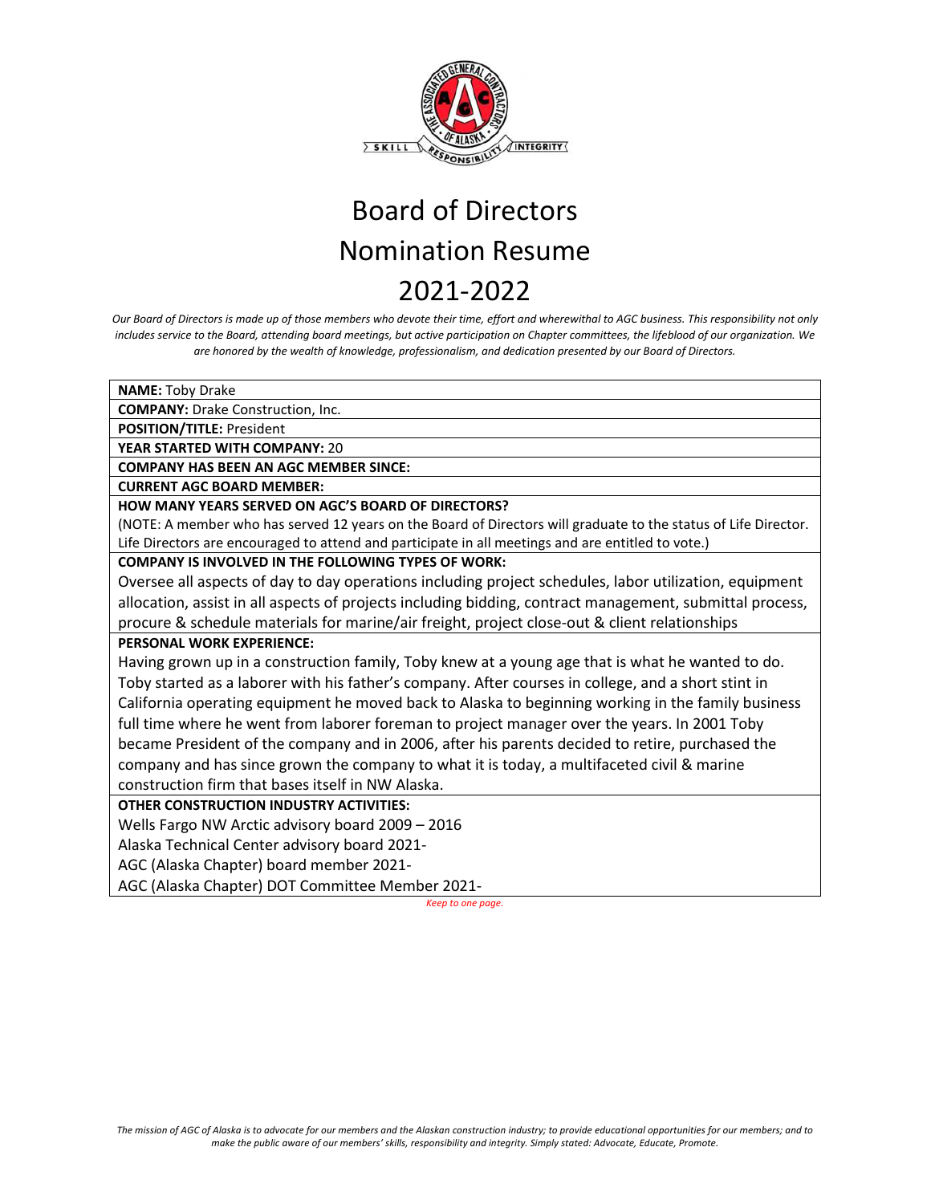# Board of Directors
# Nomination Resume
# 2021-2022

*Our Board of Directors is made up of those members who devote their time, effort and wherewithal to AGC business. This responsibility not only includes service to the Board, attending board meetings, but active participation on Chapter committees, the lifeblood of our organization. We are honored by the wealth of knowledge, professionalism, and dedication presented by our Board of Directors.*

**NAME:** Toby Drake

**COMPANY:** Drake Construction, Inc.

**POSITION/TITLE:** President

**YEAR STARTED WITH COMPANY:** 20

**COMPANY HAS BEEN AN AGC MEMBER SINCE:**

**CURRENT AGC BOARD MEMBER:**

**HOW MANY YEARS SERVED ON AGC'S BOARD OF DIRECTORS?**

(NOTE: A member who has served 12 years on the Board of Directors will graduate to the status of Life Director. Life Directors are encouraged to attend and participate in all meetings and are entitled to vote.)

**COMPANY IS INVOLVED IN THE FOLLOWING TYPES OF WORK:**

Oversee all aspects of day to day operations including project schedules, labor utilization, equipment allocation, assist in all aspects of projects including bidding, contract management, submittal process, procure & schedule materials for marine/air freight, project close-out & client relationships

**PERSONAL WORK EXPERIENCE:**

Having grown up in a construction family, Toby knew at a young age that is what he wanted to do. Toby started as a laborer with his father's company. After courses in college, and a short stint in California operating equipment he moved back to Alaska to beginning working in the family business full time where he went from laborer foreman to project manager over the years. In 2001 Toby became President of the company and in 2006, after his parents decided to retire, purchased the company and has since grown the company to what it is today, a multifaceted civil & marine construction firm that bases itself in NW Alaska.

**OTHER CONSTRUCTION INDUSTRY ACTIVITIES:**

Wells Fargo NW Arctic advisory board 2009 – 2016

Alaska Technical Center advisory board 2021-

AGC (Alaska Chapter) board member 2021-

AGC (Alaska Chapter) DOT Committee Member 2021-

*Keep to one page.*

*The mission of AGC of Alaska is to advocate for our members and the Alaskan construction industry; to provide educational opportunities for our members; and to make the public aware of our members' skills, responsibility and integrity. Simply stated: Advocate, Educate, Promote.*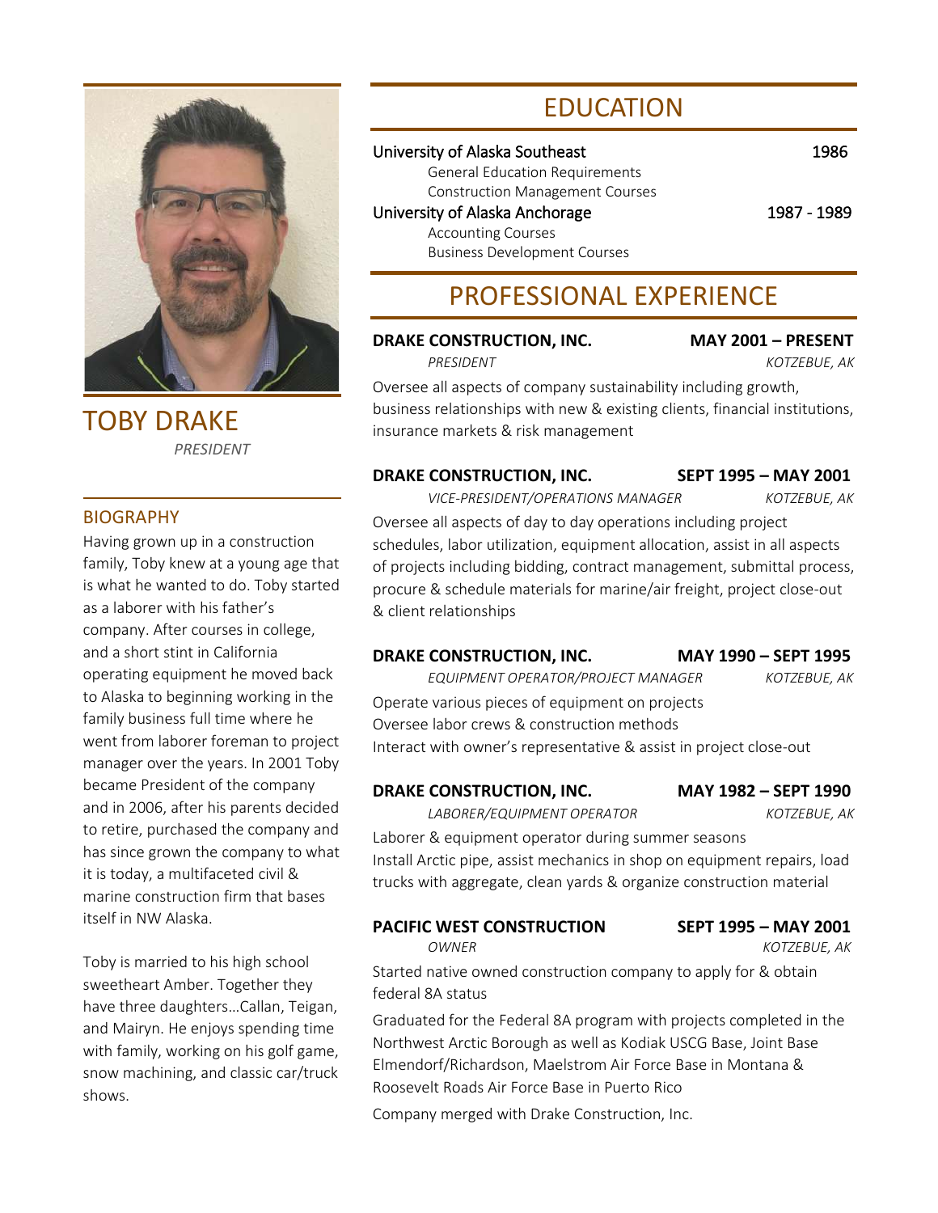# TOBY DRAKE

*PRESIDENT*

## BIOGRAPHY

Having grown up in a construction family, Toby knew at a young age that is what he wanted to do. Toby started as a laborer with his father's company. After courses in college, and a short stint in California operating equipment he moved back to Alaska to beginning working in the family business full time where he went from laborer foreman to project manager over the years. In 2001 Toby became President of the company and in 2006, after his parents decided to retire, purchased the company and has since grown the company to what it is today, a multifaceted civil & marine construction firm that bases itself in NW Alaska.

Toby is married to his high school sweetheart Amber. Together they have three daughters…Callan, Teigan, and Mairyn. He enjoys spending time with family, working on his golf game, snow machining, and classic car/truck shows.

## EDUCATION

University of Alaska Southeast — 1986

- General Education Requirements
- Construction Management Courses

University of Alaska Anchorage — 1987 - 1989

- Accounting Courses
- Business Development Courses

## PROFESSIONAL EXPERIENCE

**DRAKE CONSTRUCTION, INC.** — **MAY 2001 – PRESENT**

*PRESIDENT* — *KOTZEBUE, AK*

Oversee all aspects of company sustainability including growth, business relationships with new & existing clients, financial institutions, insurance markets & risk management

**DRAKE CONSTRUCTION, INC.** — **SEPT 1995 – MAY 2001**

*VICE-PRESIDENT/OPERATIONS MANAGER* — *KOTZEBUE, AK*

Oversee all aspects of day to day operations including project schedules, labor utilization, equipment allocation, assist in all aspects of projects including bidding, contract management, submittal process, procure & schedule materials for marine/air freight, project close-out & client relationships

**DRAKE CONSTRUCTION, INC.** — **MAY 1990 – SEPT 1995**

*EQUIPMENT OPERATOR/PROJECT MANAGER* — *KOTZEBUE, AK*

Operate various pieces of equipment on projects

Oversee labor crews & construction methods

Interact with owner's representative & assist in project close-out

**DRAKE CONSTRUCTION, INC.** — **MAY 1982 – SEPT 1990**

*LABORER/EQUIPMENT OPERATOR* — *KOTZEBUE, AK*

Laborer & equipment operator during summer seasons

Install Arctic pipe, assist mechanics in shop on equipment repairs, load trucks with aggregate, clean yards & organize construction material

**PACIFIC WEST CONSTRUCTION** — **SEPT 1995 – MAY 2001**

*OWNER* — *KOTZEBUE, AK*

Started native owned construction company to apply for & obtain federal 8A status

Graduated for the Federal 8A program with projects completed in the Northwest Arctic Borough as well as Kodiak USCG Base, Joint Base Elmendorf/Richardson, Maelstrom Air Force Base in Montana & Roosevelt Roads Air Force Base in Puerto Rico

Company merged with Drake Construction, Inc.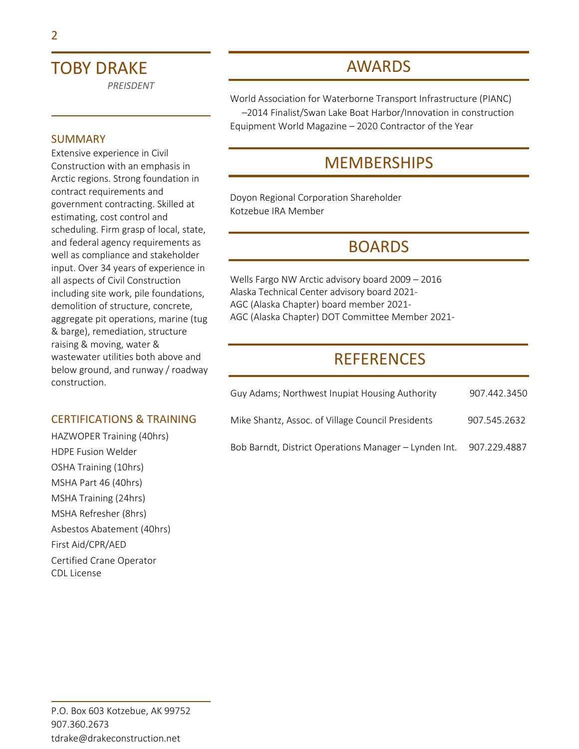# TOBY DRAKE

*PREISDENT*

## SUMMARY

Extensive experience in Civil Construction with an emphasis in Arctic regions. Strong foundation in contract requirements and government contracting. Skilled at estimating, cost control and scheduling. Firm grasp of local, state, and federal agency requirements as well as compliance and stakeholder input. Over 34 years of experience in all aspects of Civil Construction including site work, pile foundations, demolition of structure, concrete, aggregate pit operations, marine (tug & barge), remediation, structure raising & moving, water & wastewater utilities both above and below ground, and runway / roadway construction.

## CERTIFICATIONS & TRAINING

HAZWOPER Training (40hrs)
HDPE Fusion Welder
OSHA Training (10hrs)
MSHA Part 46 (40hrs)
MSHA Training (24hrs)
MSHA Refresher (8hrs)
Asbestos Abatement (40hrs)
First Aid/CPR/AED
Certified Crane Operator
CDL License

P.O. Box 603 Kotzebue, AK 99752
907.360.2673
tdrake@drakeconstruction.net

## AWARDS

World Association for Waterborne Transport Infrastructure (PIANC) –2014 Finalist/Swan Lake Boat Harbor/Innovation in construction
Equipment World Magazine – 2020 Contractor of the Year

## MEMBERSHIPS

Doyon Regional Corporation Shareholder
Kotzebue IRA Member

## BOARDS

Wells Fargo NW Arctic advisory board 2009 – 2016
Alaska Technical Center advisory board 2021-
AGC (Alaska Chapter) board member 2021-
AGC (Alaska Chapter) DOT Committee Member 2021-

## REFERENCES

| | |
|---|---|
| Guy Adams; Northwest Inupiat Housing Authority | 907.442.3450 |
| Mike Shantz, Assoc. of Village Council Presidents | 907.545.2632 |
| Bob Barndt, District Operations Manager – Lynden Int. | 907.229.4887 |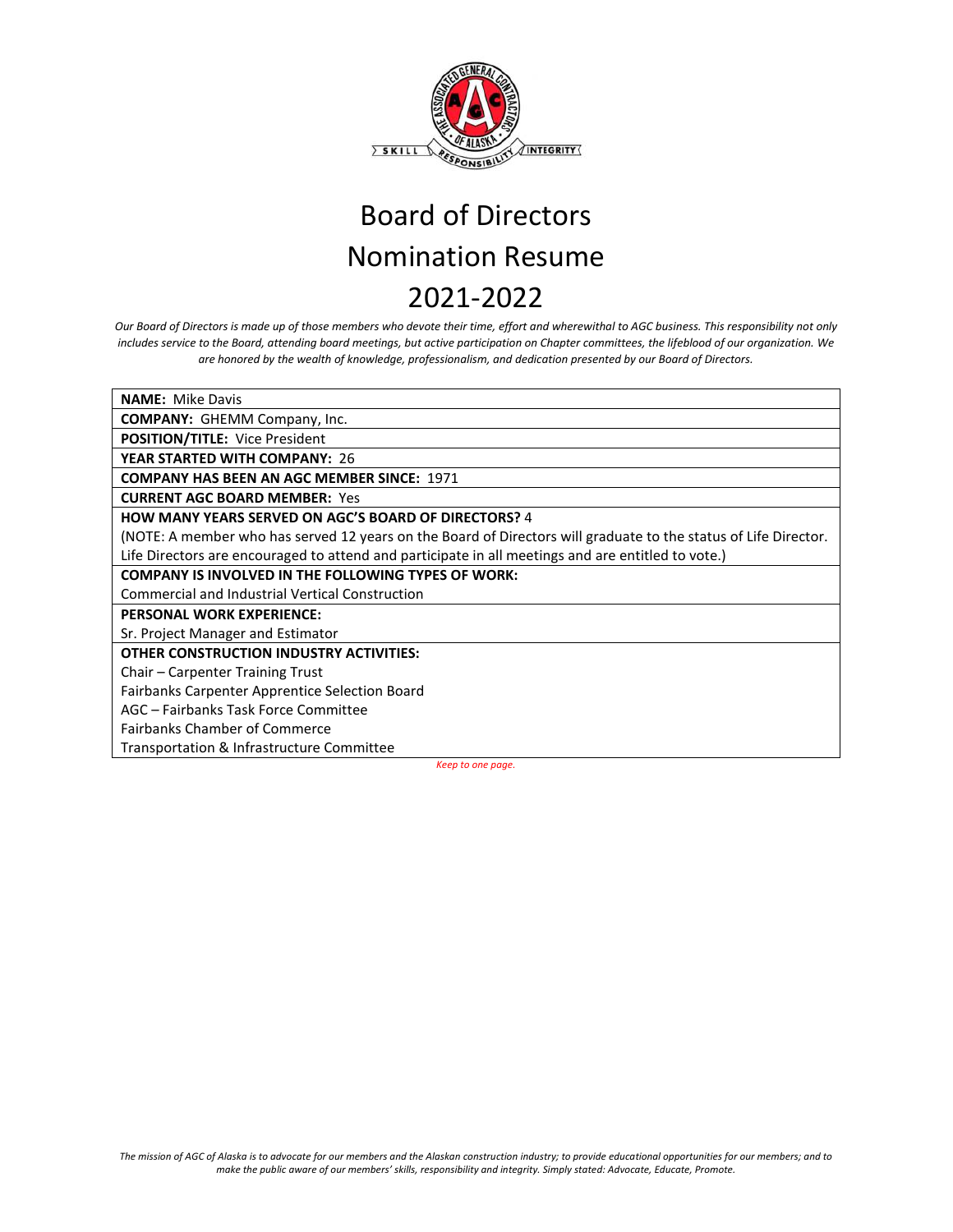# Board of Directors Nomination Resume 2021-2022

*Our Board of Directors is made up of those members who devote their time, effort and wherewithal to AGC business. This responsibility not only includes service to the Board, attending board meetings, but active participation on Chapter committees, the lifeblood of our organization. We are honored by the wealth of knowledge, professionalism, and dedication presented by our Board of Directors.*

**NAME:** Mike Davis

**COMPANY:** GHEMM Company, Inc.

**POSITION/TITLE:** Vice President

**YEAR STARTED WITH COMPANY:** 26

**COMPANY HAS BEEN AN AGC MEMBER SINCE:** 1971

**CURRENT AGC BOARD MEMBER:** Yes

**HOW MANY YEARS SERVED ON AGC'S BOARD OF DIRECTORS?** 4

(NOTE: A member who has served 12 years on the Board of Directors will graduate to the status of Life Director. Life Directors are encouraged to attend and participate in all meetings and are entitled to vote.)

**COMPANY IS INVOLVED IN THE FOLLOWING TYPES OF WORK:**

Commercial and Industrial Vertical Construction

**PERSONAL WORK EXPERIENCE:**

Sr. Project Manager and Estimator

**OTHER CONSTRUCTION INDUSTRY ACTIVITIES:**

Chair – Carpenter Training Trust
Fairbanks Carpenter Apprentice Selection Board
AGC – Fairbanks Task Force Committee
Fairbanks Chamber of Commerce
Transportation & Infrastructure Committee

*Keep to one page.*

*The mission of AGC of Alaska is to advocate for our members and the Alaskan construction industry; to provide educational opportunities for our members; and to make the public aware of our members' skills, responsibility and integrity. Simply stated: Advocate, Educate, Promote.*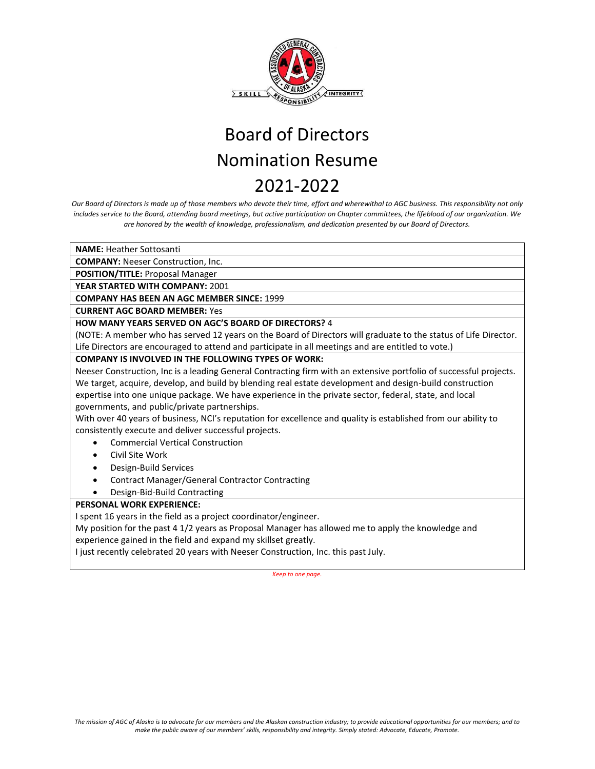# Board of Directors Nomination Resume 2021-2022

*Our Board of Directors is made up of those members who devote their time, effort and wherewithal to AGC business. This responsibility not only includes service to the Board, attending board meetings, but active participation on Chapter committees, the lifeblood of our organization. We are honored by the wealth of knowledge, professionalism, and dedication presented by our Board of Directors.*

**NAME:** Heather Sottosanti

**COMPANY:** Neeser Construction, Inc.

**POSITION/TITLE:** Proposal Manager

**YEAR STARTED WITH COMPANY:** 2001

**COMPANY HAS BEEN AN AGC MEMBER SINCE:** 1999

**CURRENT AGC BOARD MEMBER:** Yes

**HOW MANY YEARS SERVED ON AGC'S BOARD OF DIRECTORS?** 4

(NOTE: A member who has served 12 years on the Board of Directors will graduate to the status of Life Director. Life Directors are encouraged to attend and participate in all meetings and are entitled to vote.)

**COMPANY IS INVOLVED IN THE FOLLOWING TYPES OF WORK:**

Neeser Construction, Inc is a leading General Contracting firm with an extensive portfolio of successful projects. We target, acquire, develop, and build by blending real estate development and design-build construction expertise into one unique package. We have experience in the private sector, federal, state, and local governments, and public/private partnerships.

With over 40 years of business, NCI's reputation for excellence and quality is established from our ability to consistently execute and deliver successful projects.

- Commercial Vertical Construction
- Civil Site Work
- Design-Build Services
- Contract Manager/General Contractor Contracting
- Design-Bid-Build Contracting

**PERSONAL WORK EXPERIENCE:**

I spent 16 years in the field as a project coordinator/engineer.

My position for the past 4 1/2 years as Proposal Manager has allowed me to apply the knowledge and experience gained in the field and expand my skillset greatly.

I just recently celebrated 20 years with Neeser Construction, Inc. this past July.

*Keep to one page.*

*The mission of AGC of Alaska is to advocate for our members and the Alaskan construction industry; to provide educational opportunities for our members; and to make the public aware of our members' skills, responsibility and integrity. Simply stated: Advocate, Educate, Promote.*